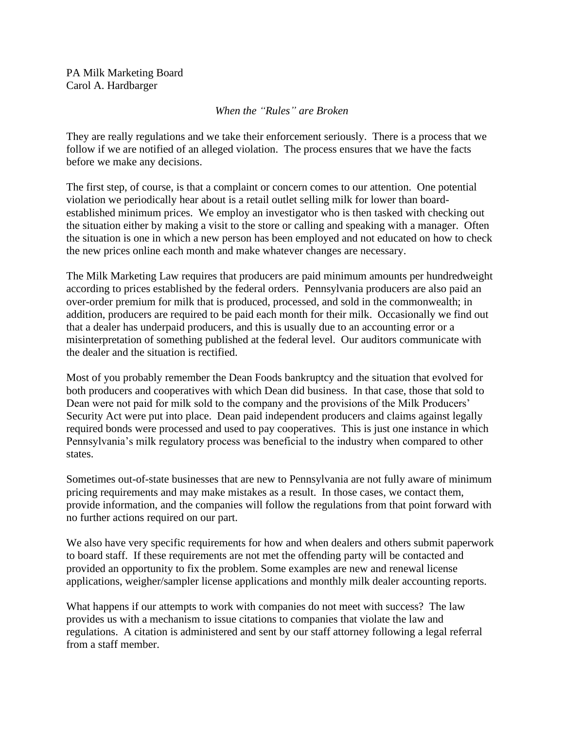PA Milk Marketing Board
Carol A. Hardbarger

*When the "Rules" are Broken*

They are really regulations and we take their enforcement seriously. There is a process that we follow if we are notified of an alleged violation. The process ensures that we have the facts before we make any decisions.

The first step, of course, is that a complaint or concern comes to our attention. One potential violation we periodically hear about is a retail outlet selling milk for lower than board-established minimum prices. We employ an investigator who is then tasked with checking out the situation either by making a visit to the store or calling and speaking with a manager. Often the situation is one in which a new person has been employed and not educated on how to check the new prices online each month and make whatever changes are necessary.

The Milk Marketing Law requires that producers are paid minimum amounts per hundredweight according to prices established by the federal orders. Pennsylvania producers are also paid an over-order premium for milk that is produced, processed, and sold in the commonwealth; in addition, producers are required to be paid each month for their milk. Occasionally we find out that a dealer has underpaid producers, and this is usually due to an accounting error or a misinterpretation of something published at the federal level. Our auditors communicate with the dealer and the situation is rectified.

Most of you probably remember the Dean Foods bankruptcy and the situation that evolved for both producers and cooperatives with which Dean did business. In that case, those that sold to Dean were not paid for milk sold to the company and the provisions of the Milk Producers' Security Act were put into place. Dean paid independent producers and claims against legally required bonds were processed and used to pay cooperatives. This is just one instance in which Pennsylvania's milk regulatory process was beneficial to the industry when compared to other states.

Sometimes out-of-state businesses that are new to Pennsylvania are not fully aware of minimum pricing requirements and may make mistakes as a result. In those cases, we contact them, provide information, and the companies will follow the regulations from that point forward with no further actions required on our part.

We also have very specific requirements for how and when dealers and others submit paperwork to board staff. If these requirements are not met the offending party will be contacted and provided an opportunity to fix the problem. Some examples are new and renewal license applications, weigher/sampler license applications and monthly milk dealer accounting reports.

What happens if our attempts to work with companies do not meet with success? The law provides us with a mechanism to issue citations to companies that violate the law and regulations. A citation is administered and sent by our staff attorney following a legal referral from a staff member.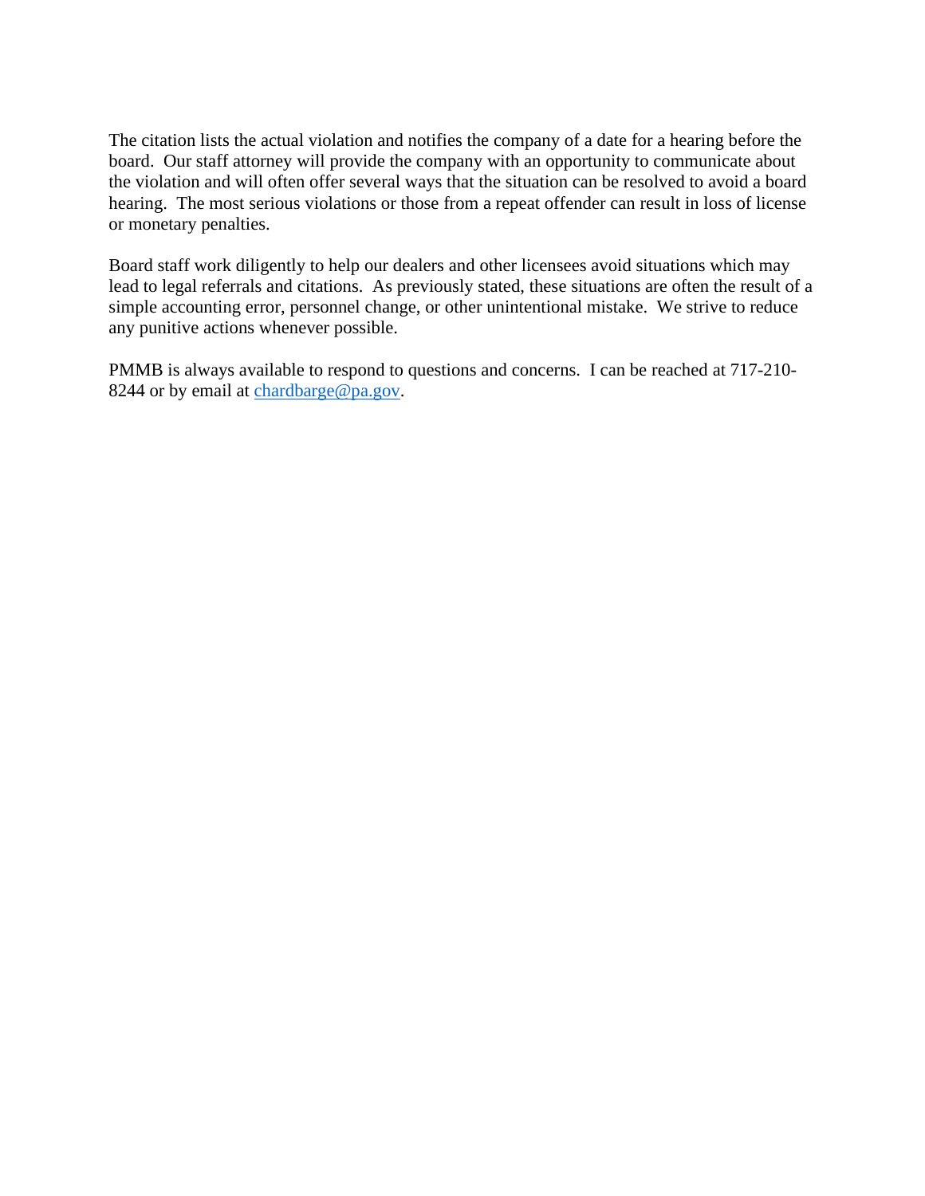The citation lists the actual violation and notifies the company of a date for a hearing before the board. Our staff attorney will provide the company with an opportunity to communicate about the violation and will often offer several ways that the situation can be resolved to avoid a board hearing. The most serious violations or those from a repeat offender can result in loss of license or monetary penalties.

Board staff work diligently to help our dealers and other licensees avoid situations which may lead to legal referrals and citations. As previously stated, these situations are often the result of a simple accounting error, personnel change, or other unintentional mistake. We strive to reduce any punitive actions whenever possible.

PMMB is always available to respond to questions and concerns. I can be reached at 717-210-8244 or by email at [chardbarge@pa.gov](mailto:chardbarge@pa.gov).